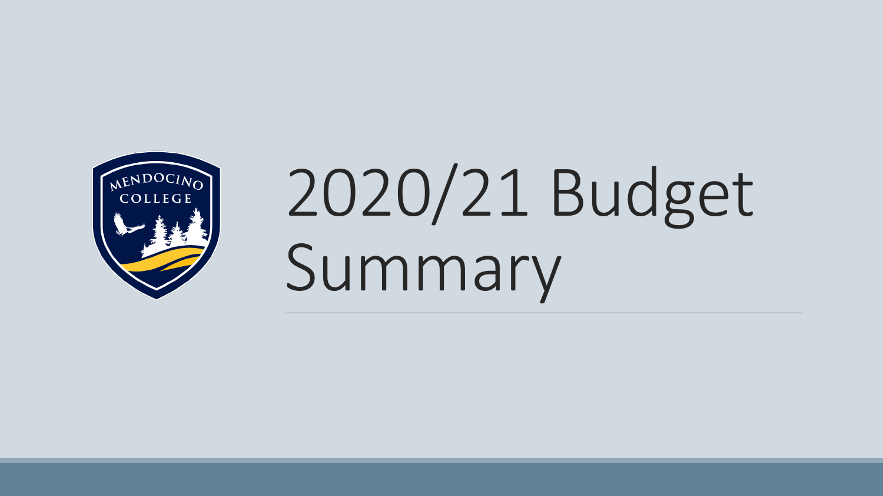# 2020/21 Budget Summary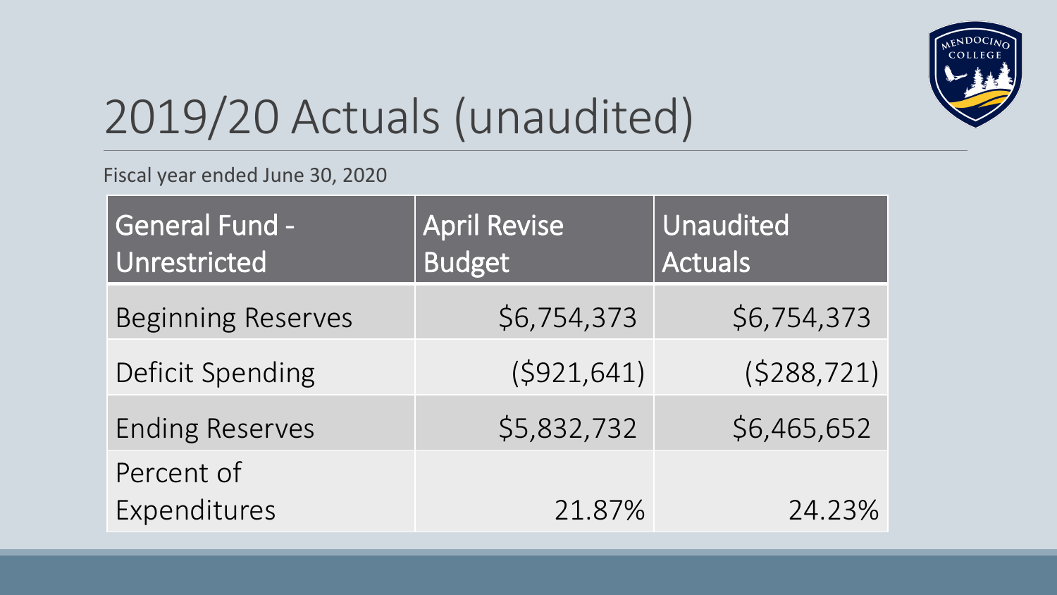# 2019/20 Actuals (unaudited)

Fiscal year ended June 30, 2020

| General Fund - Unrestricted | April Revise Budget | Unaudited Actuals |
| --- | --- | --- |
| Beginning Reserves | $6,754,373 | $6,754,373 |
| Deficit Spending | ($921,641) | ($288,721) |
| Ending Reserves | $5,832,732 | $6,465,652 |
| Percent of Expenditures | 21.87% | 24.23% |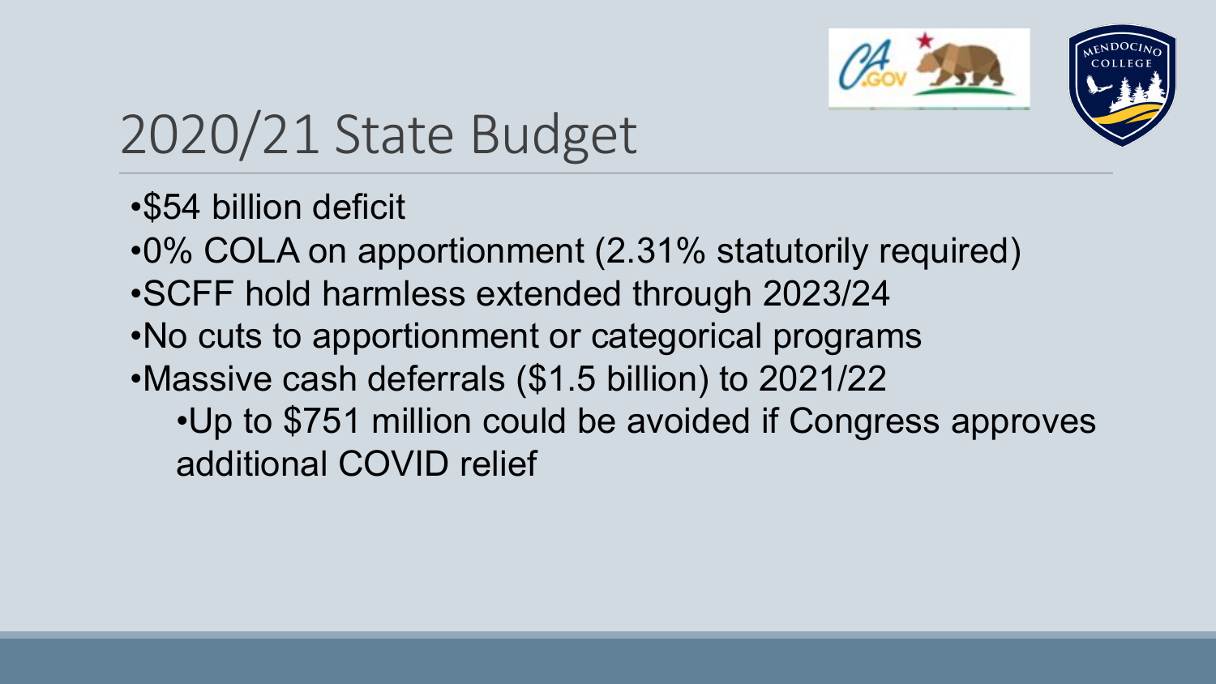# 2020/21 State Budget

- $54 billion deficit
- 0% COLA on apportionment (2.31% statutorily required)
- SCFF hold harmless extended through 2023/24
- No cuts to apportionment or categorical programs
- Massive cash deferrals ($1.5 billion) to 2021/22
  - Up to $751 million could be avoided if Congress approves additional COVID relief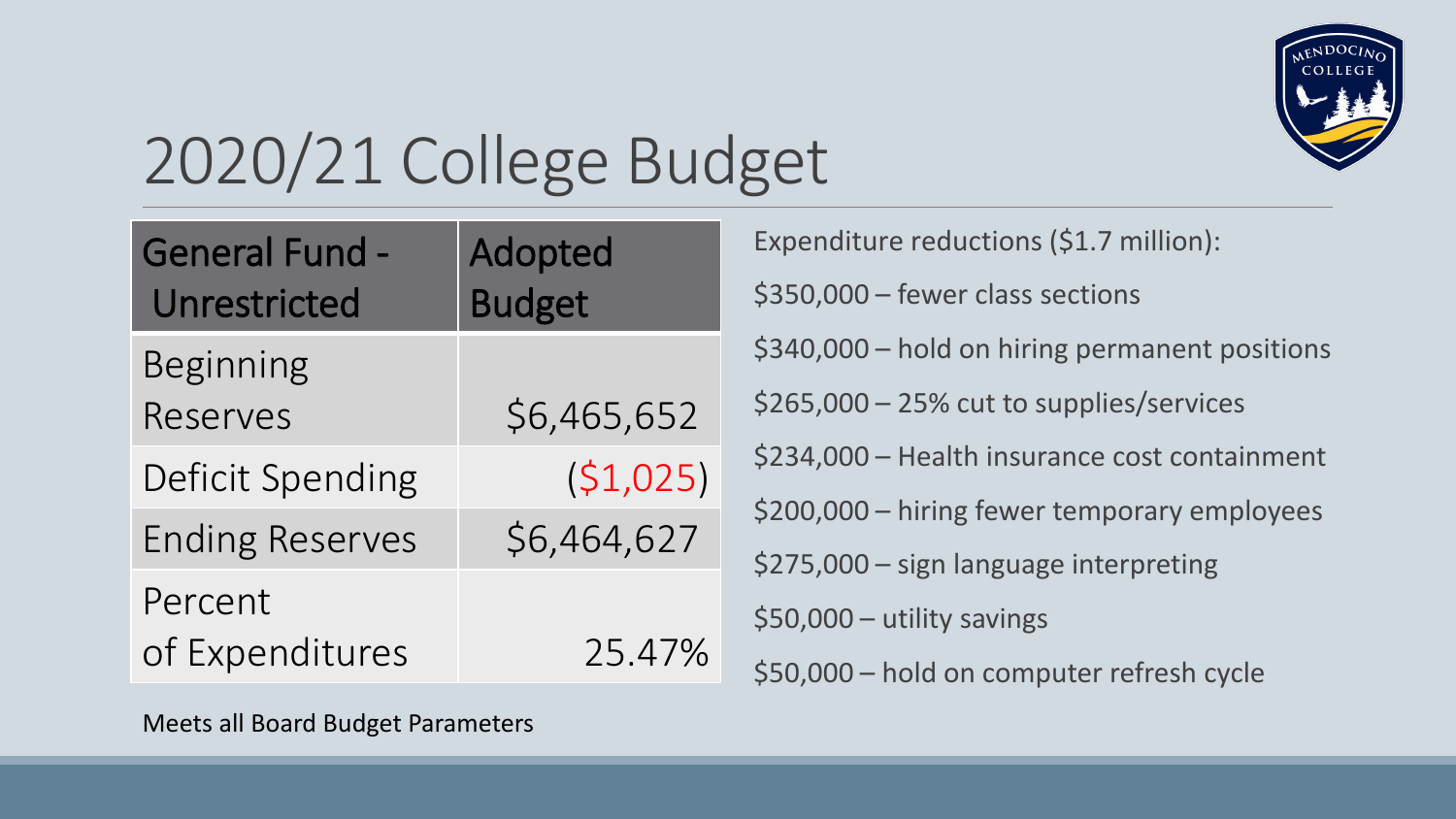# 2020/21 College Budget

| General Fund - Unrestricted | Adopted Budget |
|---|---|
| Beginning Reserves | $6,465,652 |
| Deficit Spending | ($1,025) |
| Ending Reserves | $6,464,627 |
| Percent of Expenditures | 25.47% |

Meets all Board Budget Parameters

Expenditure reductions ($1.7 million):

- $350,000 – fewer class sections
- $340,000 – hold on hiring permanent positions
- $265,000 – 25% cut to supplies/services
- $234,000 – Health insurance cost containment
- $200,000 – hiring fewer temporary employees
- $275,000 – sign language interpreting
- $50,000 – utility savings
- $50,000 – hold on computer refresh cycle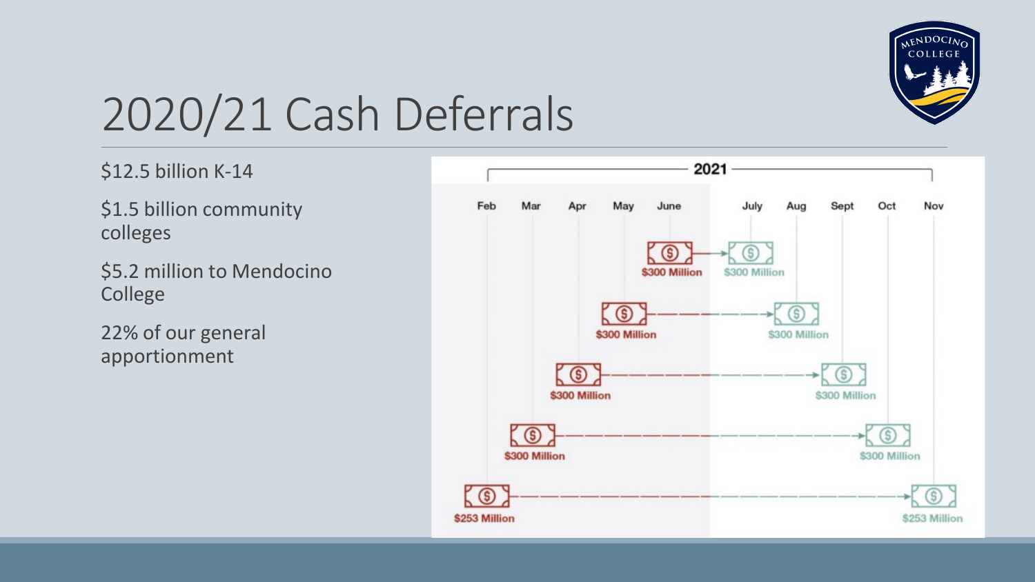# 2020/21 Cash Deferrals

$12.5 billion K-14

$1.5 billion community colleges

$5.2 million to Mendocino College

22% of our general apportionment

2021

Feb Mar Apr May June July Aug Sept Oct Nov

$300 Million → $300 Million

$300 Million → $300 Million

$300 Million → $300 Million

$300 Million → $300 Million

$253 Million → $253 Million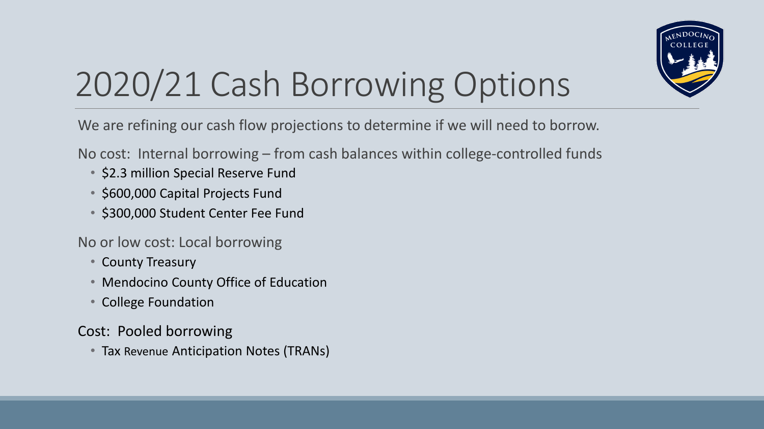# 2020/21 Cash Borrowing Options

We are refining our cash flow projections to determine if we will need to borrow.

No cost: Internal borrowing – from cash balances within college-controlled funds

- $2.3 million Special Reserve Fund
- $600,000 Capital Projects Fund
- $300,000 Student Center Fee Fund

No or low cost: Local borrowing

- County Treasury
- Mendocino County Office of Education
- College Foundation

Cost: Pooled borrowing

- Tax Revenue Anticipation Notes (TRANs)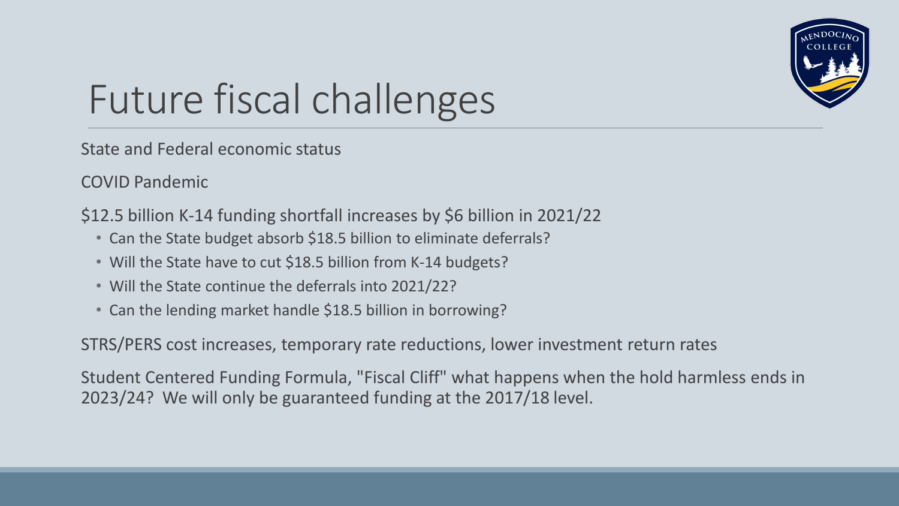# Future fiscal challenges

State and Federal economic status

COVID Pandemic

$12.5 billion K-14 funding shortfall increases by $6 billion in 2021/22

- Can the State budget absorb $18.5 billion to eliminate deferrals?
- Will the State have to cut $18.5 billion from K-14 budgets?
- Will the State continue the deferrals into 2021/22?
- Can the lending market handle $18.5 billion in borrowing?

STRS/PERS cost increases, temporary rate reductions, lower investment return rates

Student Centered Funding Formula, "Fiscal Cliff" what happens when the hold harmless ends in 2023/24? We will only be guaranteed funding at the 2017/18 level.